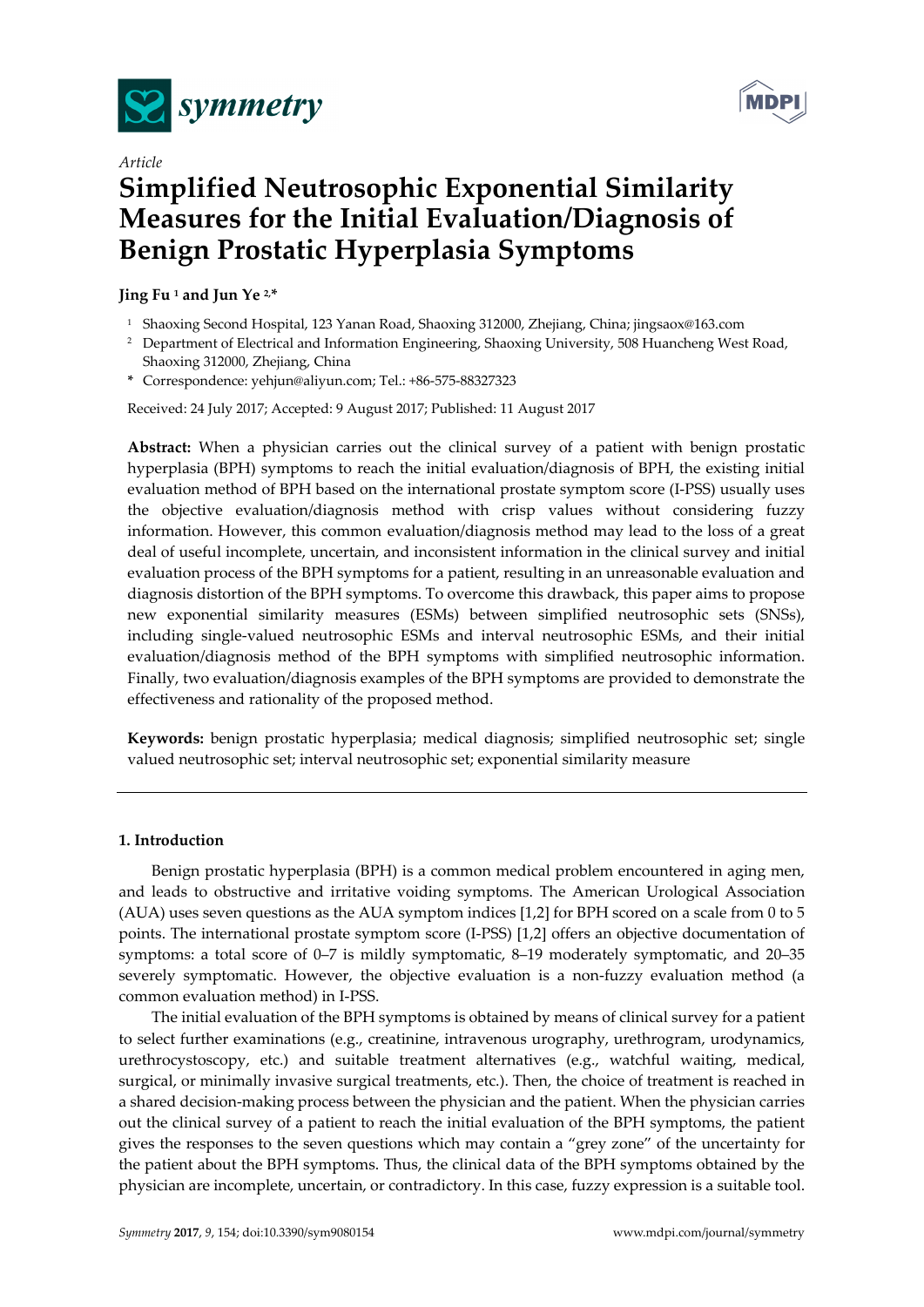*Article*

# Simplified Neutrosophic Exponential Similarity Measures for the Initial Evaluation/Diagnosis of Benign Prostatic Hyperplasia Symptoms

**Jing Fu [1] and Jun Ye [2,*]**

[1] Shaoxing Second Hospital, 123 Yanan Road, Shaoxing 312000, Zhejiang, China; jingsaox@163.com

[2] Department of Electrical and Information Engineering, Shaoxing University, 508 Huancheng West Road, Shaoxing 312000, Zhejiang, China

* Correspondence: yehjun@aliyun.com; Tel.: +86-575-88327323

Received: 24 July 2017; Accepted: 9 August 2017; Published: 11 August 2017

**Abstract:** When a physician carries out the clinical survey of a patient with benign prostatic hyperplasia (BPH) symptoms to reach the initial evaluation/diagnosis of BPH, the existing initial evaluation method of BPH based on the international prostate symptom score (I-PSS) usually uses the objective evaluation/diagnosis method with crisp values without considering fuzzy information. However, this common evaluation/diagnosis method may lead to the loss of a great deal of useful incomplete, uncertain, and inconsistent information in the clinical survey and initial evaluation process of the BPH symptoms for a patient, resulting in an unreasonable evaluation and diagnosis distortion of the BPH symptoms. To overcome this drawback, this paper aims to propose new exponential similarity measures (ESMs) between simplified neutrosophic sets (SNSs), including single-valued neutrosophic ESMs and interval neutrosophic ESMs, and their initial evaluation/diagnosis method of the BPH symptoms with simplified neutrosophic information. Finally, two evaluation/diagnosis examples of the BPH symptoms are provided to demonstrate the effectiveness and rationality of the proposed method.

**Keywords:** benign prostatic hyperplasia; medical diagnosis; simplified neutrosophic set; single valued neutrosophic set; interval neutrosophic set; exponential similarity measure

## 1. Introduction

Benign prostatic hyperplasia (BPH) is a common medical problem encountered in aging men, and leads to obstructive and irritative voiding symptoms. The American Urological Association (AUA) uses seven questions as the AUA symptom indices [1,2] for BPH scored on a scale from 0 to 5 points. The international prostate symptom score (I-PSS) [1,2] offers an objective documentation of symptoms: a total score of 0–7 is mildly symptomatic, 8–19 moderately symptomatic, and 20–35 severely symptomatic. However, the objective evaluation is a non-fuzzy evaluation method (a common evaluation method) in I-PSS.

The initial evaluation of the BPH symptoms is obtained by means of clinical survey for a patient to select further examinations (e.g., creatinine, intravenous urography, urethrogram, urodynamics, urethrocystoscopy, etc.) and suitable treatment alternatives (e.g., watchful waiting, medical, surgical, or minimally invasive surgical treatments, etc.). Then, the choice of treatment is reached in a shared decision-making process between the physician and the patient. When the physician carries out the clinical survey of a patient to reach the initial evaluation of the BPH symptoms, the patient gives the responses to the seven questions which may contain a "grey zone" of the uncertainty for the patient about the BPH symptoms. Thus, the clinical data of the BPH symptoms obtained by the physician are incomplete, uncertain, or contradictory. In this case, fuzzy expression is a suitable tool.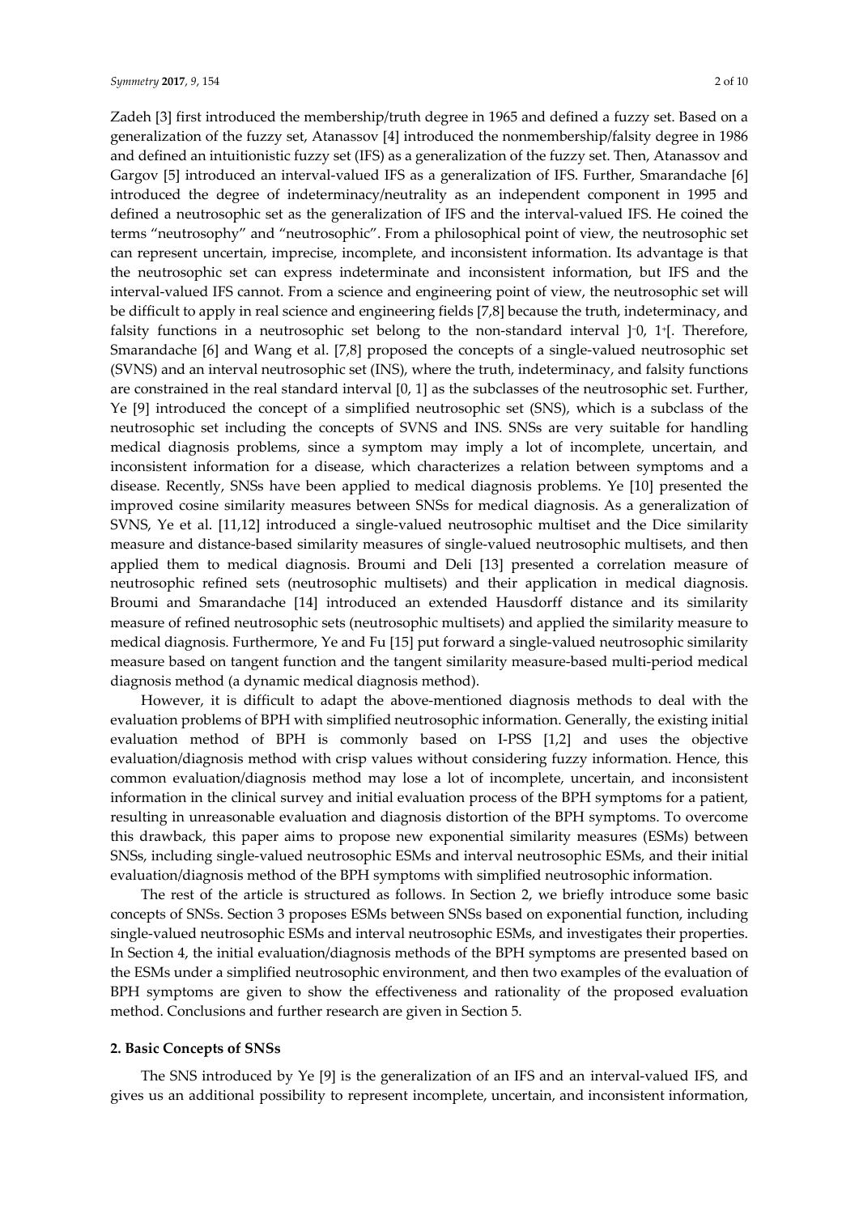Zadeh [3] first introduced the membership/truth degree in 1965 and defined a fuzzy set. Based on a generalization of the fuzzy set, Atanassov [4] introduced the nonmembership/falsity degree in 1986 and defined an intuitionistic fuzzy set (IFS) as a generalization of the fuzzy set. Then, Atanassov and Gargov [5] introduced an interval-valued IFS as a generalization of IFS. Further, Smarandache [6] introduced the degree of indeterminacy/neutrality as an independent component in 1995 and defined a neutrosophic set as the generalization of IFS and the interval-valued IFS. He coined the terms "neutrosophy" and "neutrosophic". From a philosophical point of view, the neutrosophic set can represent uncertain, imprecise, incomplete, and inconsistent information. Its advantage is that the neutrosophic set can express indeterminate and inconsistent information, but IFS and the interval-valued IFS cannot. From a science and engineering point of view, the neutrosophic set will be difficult to apply in real science and engineering fields [7,8] because the truth, indeterminacy, and falsity functions in a neutrosophic set belong to the non-standard interval $]^-0, 1^+[$. Therefore, Smarandache [6] and Wang et al. [7,8] proposed the concepts of a single-valued neutrosophic set (SVNS) and an interval neutrosophic set (INS), where the truth, indeterminacy, and falsity functions are constrained in the real standard interval [0, 1] as the subclasses of the neutrosophic set. Further, Ye [9] introduced the concept of a simplified neutrosophic set (SNS), which is a subclass of the neutrosophic set including the concepts of SVNS and INS. SNSs are very suitable for handling medical diagnosis problems, since a symptom may imply a lot of incomplete, uncertain, and inconsistent information for a disease, which characterizes a relation between symptoms and a disease. Recently, SNSs have been applied to medical diagnosis problems. Ye [10] presented the improved cosine similarity measures between SNSs for medical diagnosis. As a generalization of SVNS, Ye et al. [11,12] introduced a single-valued neutrosophic multiset and the Dice similarity measure and distance-based similarity measures of single-valued neutrosophic multisets, and then applied them to medical diagnosis. Broumi and Deli [13] presented a correlation measure of neutrosophic refined sets (neutrosophic multisets) and their application in medical diagnosis. Broumi and Smarandache [14] introduced an extended Hausdorff distance and its similarity measure of refined neutrosophic sets (neutrosophic multisets) and applied the similarity measure to medical diagnosis. Furthermore, Ye and Fu [15] put forward a single-valued neutrosophic similarity measure based on tangent function and the tangent similarity measure-based multi-period medical diagnosis method (a dynamic medical diagnosis method).

However, it is difficult to adapt the above-mentioned diagnosis methods to deal with the evaluation problems of BPH with simplified neutrosophic information. Generally, the existing initial evaluation method of BPH is commonly based on I-PSS [1,2] and uses the objective evaluation/diagnosis method with crisp values without considering fuzzy information. Hence, this common evaluation/diagnosis method may lose a lot of incomplete, uncertain, and inconsistent information in the clinical survey and initial evaluation process of the BPH symptoms for a patient, resulting in unreasonable evaluation and diagnosis distortion of the BPH symptoms. To overcome this drawback, this paper aims to propose new exponential similarity measures (ESMs) between SNSs, including single-valued neutrosophic ESMs and interval neutrosophic ESMs, and their initial evaluation/diagnosis method of the BPH symptoms with simplified neutrosophic information.

The rest of the article is structured as follows. In Section 2, we briefly introduce some basic concepts of SNSs. Section 3 proposes ESMs between SNSs based on exponential function, including single-valued neutrosophic ESMs and interval neutrosophic ESMs, and investigates their properties. In Section 4, the initial evaluation/diagnosis methods of the BPH symptoms are presented based on the ESMs under a simplified neutrosophic environment, and then two examples of the evaluation of BPH symptoms are given to show the effectiveness and rationality of the proposed evaluation method. Conclusions and further research are given in Section 5.

## 2. Basic Concepts of SNSs

The SNS introduced by Ye [9] is the generalization of an IFS and an interval-valued IFS, and gives us an additional possibility to represent incomplete, uncertain, and inconsistent information,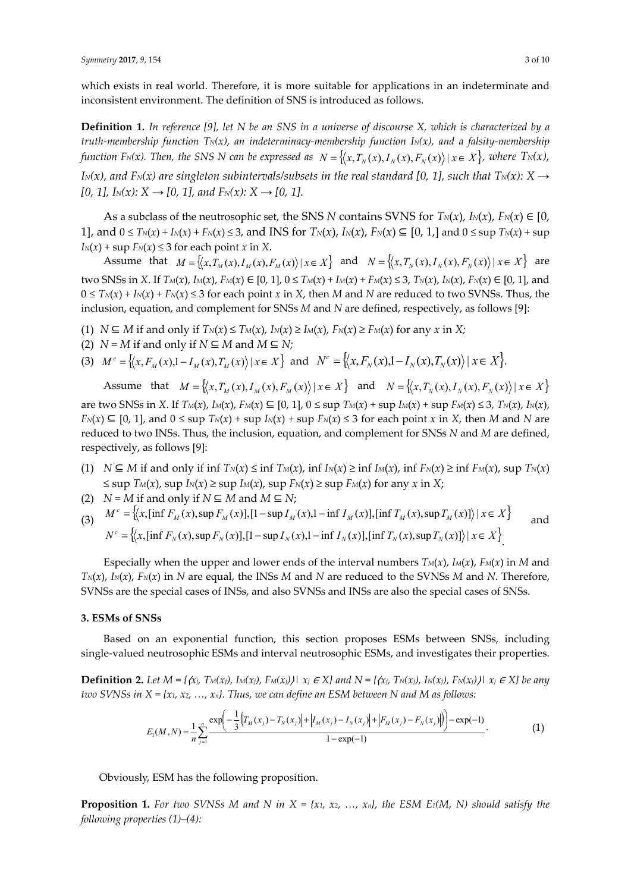which exists in real world. Therefore, it is more suitable for applications in an indeterminate and inconsistent environment. The definition of SNS is introduced as follows.

**Definition 1.** *In reference [9], let N be an SNS in a universe of discourse X, which is characterized by a truth-membership function $T_N(x)$, an indeterminacy-membership function $I_N(x)$, and a falsity-membership function $F_N(x)$. Then, the SNS N can be expressed as* $N = \{\langle x, T_N(x), I_N(x), F_N(x)\rangle \mid x \in X\}$, *where $T_N(x)$, $I_N(x)$, and $F_N(x)$ are singleton subintervals/subsets in the real standard [0, 1], such that $T_N(x)$: $X \rightarrow [0, 1]$, $I_N(x)$: $X \rightarrow [0, 1]$, and $F_N(x)$: $X \rightarrow [0, 1]$.*

As a subclass of the neutrosophic set, the SNS $N$ contains SVNS for $T_N(x)$, $I_N(x)$, $F_N(x) \in [0, 1]$, and $0 \leq T_N(x) + I_N(x) + F_N(x) \leq 3$, and INS for $T_N(x)$, $I_N(x)$, $F_N(x) \subseteq [0, 1,]$ and $0 \leq \sup T_N(x) + \sup I_N(x) + \sup F_N(x) \leq 3$ for each point $x$ in $X$.

Assume that $M = \{\langle x, T_M(x), I_M(x), F_M(x)\rangle \mid x \in X\}$ and $N = \{\langle x, T_N(x), I_N(x), F_N(x)\rangle \mid x \in X\}$ are two SNSs in $X$. If $T_M(x)$, $I_M(x)$, $F_M(x) \in [0, 1]$, $0 \leq T_M(x) + I_M(x) + F_M(x) \leq 3$, $T_N(x)$, $I_N(x)$, $F_N(x) \in [0, 1]$, and $0 \leq T_N(x) + I_N(x) + F_N(x) \leq 3$ for each point $x$ in $X$, then $M$ and $N$ are reduced to two SVNSs. Thus, the inclusion, equation, and complement for SNSs $M$ and $N$ are defined, respectively, as follows [9]:

(1) $N \subseteq M$ if and only if $T_N(x) \leq T_M(x)$, $I_N(x) \geq I_M(x)$, $F_N(x) \geq F_M(x)$ for any $x$ in $X$;
(2) $N = M$ if and only if $N \subseteq M$ and $M \subseteq N$;
(3) $M^c = \{\langle x, F_M(x), 1 - I_M(x), T_M(x)\rangle \mid x \in X\}$ and $N^c = \{\langle x, F_N(x), 1 - I_N(x), T_N(x)\rangle \mid x \in X\}$.

Assume that $M = \{\langle x, T_M(x), I_M(x), F_M(x)\rangle \mid x \in X\}$ and $N = \{\langle x, T_N(x), I_N(x), F_N(x)\rangle \mid x \in X\}$ are two SNSs in $X$. If $T_M(x)$, $I_M(x)$, $F_M(x) \subseteq [0, 1]$, $0 \leq \sup T_M(x) + \sup I_M(x) + \sup F_M(x) \leq 3$, $T_N(x)$, $I_N(x)$, $F_N(x) \subseteq [0, 1]$, and $0 \leq \sup T_N(x) + \sup I_N(x) + \sup F_N(x) \leq 3$ for each point $x$ in $X$, then $M$ and $N$ are reduced to two INSs. Thus, the inclusion, equation, and complement for SNSs $N$ and $M$ are defined, respectively, as follows [9]:

(1) $N \subseteq M$ if and only if $\inf T_N(x) \leq \inf T_M(x)$, $\inf I_N(x) \geq \inf I_M(x)$, $\inf F_N(x) \geq \inf F_M(x)$, $\sup T_N(x) \leq \sup T_M(x)$, $\sup I_N(x) \geq \sup I_M(x)$, $\sup F_N(x) \geq \sup F_M(x)$ for any $x$ in $X$;
(2) $N = M$ if and only if $N \subseteq M$ and $M \subseteq N$;
(3) $M^c = \{\langle x, [\inf F_M(x), \sup F_M(x)], [1 - \sup I_M(x), 1 - \inf I_M(x)], [\inf T_M(x), \sup T_M(x)]\rangle \mid x \in X\}$ and $N^c = \{\langle x, [\inf F_N(x), \sup F_N(x)], [1 - \sup I_N(x), 1 - \inf I_N(x)], [\inf T_N(x), \sup T_N(x)]\rangle \mid x \in X\}$.

Especially when the upper and lower ends of the interval numbers $T_M(x)$, $I_M(x)$, $F_M(x)$ in $M$ and $T_N(x)$, $I_N(x)$, $F_N(x)$ in $N$ are equal, the INSs $M$ and $N$ are reduced to the SVNSs $M$ and $N$. Therefore, SVNSs are the special cases of INSs, and also SVNSs and INSs are also the special cases of SNSs.

## 3. ESMs of SNSs

Based on an exponential function, this section proposes ESMs between SNSs, including single-valued neutrosophic ESMs and interval neutrosophic ESMs, and investigates their properties.

**Definition 2.** *Let $M = \{\langle x_j, T_M(x_j), I_M(x_j), F_M(x_j)\rangle \mid x_j \in X\}$ and $N = \{\langle x_j, T_N(x_j), I_N(x_j), F_N(x_j)\rangle \mid x_j \in X\}$ be any two SVNSs in $X = \{x_1, x_2, \ldots, x_n\}$. Thus, we can define an ESM between N and M as follows:*

$$E_1(M, N) = \frac{1}{n}\sum_{j=1}^{n} \frac{\exp\left(-\frac{1}{3}\left(\left|T_M(x_j) - T_N(x_j)\right| + \left|I_M(x_j) - I_N(x_j)\right| + \left|F_M(x_j) - F_N(x_j)\right|\right)\right) - \exp(-1)}{1 - \exp(-1)}. \tag{1}$$

Obviously, ESM has the following proposition.

**Proposition 1.** *For two SVNSs M and N in $X = \{x_1, x_2, \ldots, x_n\}$, the ESM $E_1(M, N)$ should satisfy the following properties (1)–(4):*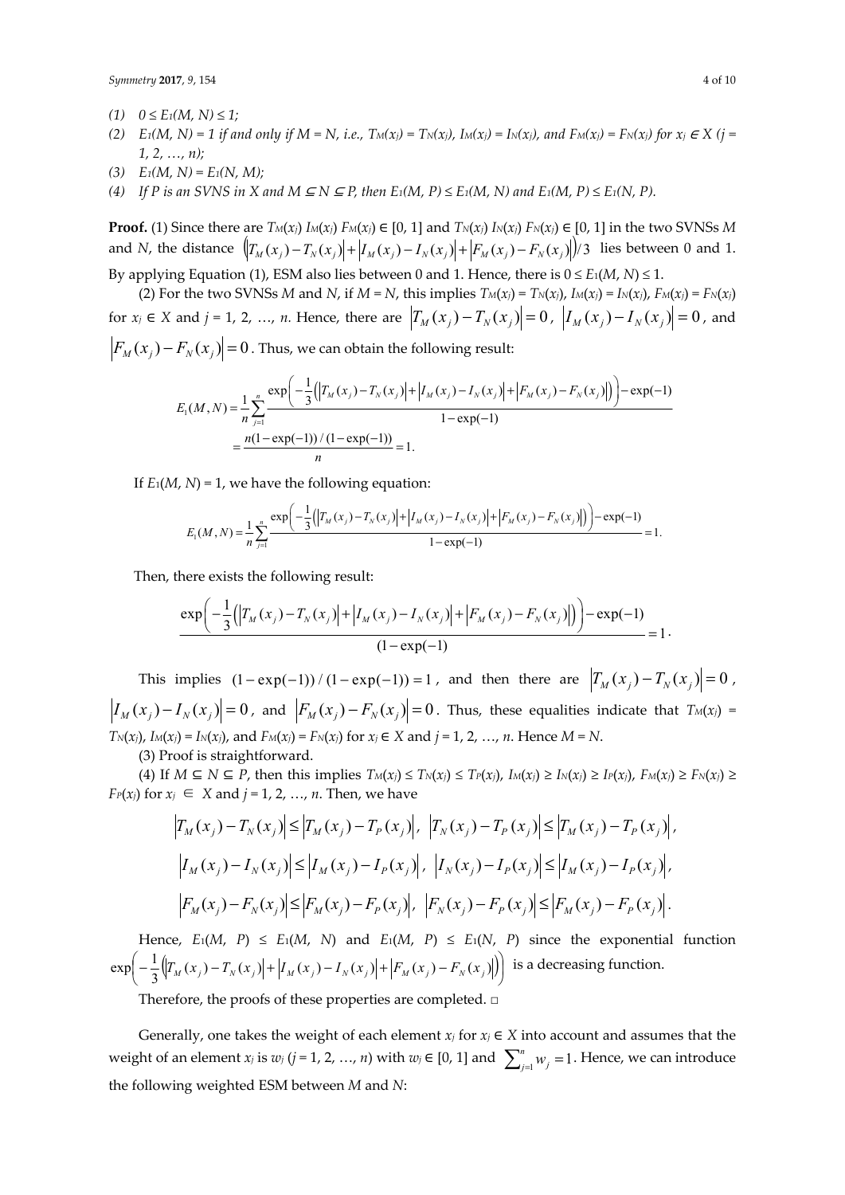*(1)* $0 \le E_1(M, N) \le 1$;

*(2)* $E_1(M, N) = 1$ *if and only if* $M = N$, *i.e.*, $T_M(x_j) = T_N(x_j)$, $I_M(x_j) = I_N(x_j)$, *and* $F_M(x_j) = F_N(x_j)$ *for* $x_j \in X$ *(j = 1, 2, …, n);*

*(3)* $E_1(M, N) = E_1(N, M)$;

*(4) If P is an SVNS in X and* $M \subseteq N \subseteq P$, *then* $E_1(M, P) \le E_1(M, N)$ *and* $E_1(M, P) \le E_1(N, P)$.

**Proof.** (1) Since there are $T_M(x_j)\ I_M(x_j)\ F_M(x_j) \in [0, 1]$ and $T_N(x_j)\ I_N(x_j)\ F_N(x_j) \in [0, 1]$ in the two SVNSs $M$ and $N$, the distance $\left(\left|T_M(x_j) - T_N(x_j)\right| + \left|I_M(x_j) - I_N(x_j)\right| + \left|F_M(x_j) - F_N(x_j)\right|\right)/3$ lies between 0 and 1. By applying Equation (1), ESM also lies between 0 and 1. Hence, there is $0 \le E_1(M, N) \le 1$.

(2) For the two SVNSs $M$ and $N$, if $M = N$, this implies $T_M(x_j) = T_N(x_j)$, $I_M(x_j) = I_N(x_j)$, $F_M(x_j) = F_N(x_j)$ for $x_j \in X$ and $j = 1, 2, …, n$. Hence, there are $\left|T_M(x_j) - T_N(x_j)\right| = 0$, $\left|I_M(x_j) - I_N(x_j)\right| = 0$, and $\left|F_M(x_j) - F_N(x_j)\right| = 0$. Thus, we can obtain the following result:

$$E_1(M,N) = \frac{1}{n}\sum_{j=1}^{n} \frac{\exp\left(-\frac{1}{3}\left(\left|T_M(x_j) - T_N(x_j)\right| + \left|I_M(x_j) - I_N(x_j)\right| + \left|F_M(x_j) - F_N(x_j)\right|\right)\right) - \exp(-1)}{1 - \exp(-1)}$$
$$= \frac{n(1-\exp(-1))/(1-\exp(-1))}{n} = 1.$$

If $E_1(M, N) = 1$, we have the following equation:

$$E_1(M,N) = \frac{1}{n}\sum_{j=1}^{n} \frac{\exp\left(-\frac{1}{3}\left(\left|T_M(x_j) - T_N(x_j)\right| + \left|I_M(x_j) - I_N(x_j)\right| + \left|F_M(x_j) - F_N(x_j)\right|\right)\right) - \exp(-1)}{1 - \exp(-1)} = 1.$$

Then, there exists the following result:

$$\frac{\exp\left(-\frac{1}{3}\left(\left|T_M(x_j) - T_N(x_j)\right| + \left|I_M(x_j) - I_N(x_j)\right| + \left|F_M(x_j) - F_N(x_j)\right|\right)\right) - \exp(-1)}{(1 - \exp(-1))} = 1.$$

This implies $(1-\exp(-1))/(1-\exp(-1)) = 1$, and then there are $\left|T_M(x_j) - T_N(x_j)\right| = 0$, $\left|I_M(x_j) - I_N(x_j)\right| = 0$, and $\left|F_M(x_j) - F_N(x_j)\right| = 0$. Thus, these equalities indicate that $T_M(x_j) = T_N(x_j)$, $I_M(x_j) = I_N(x_j)$, and $F_M(x_j) = F_N(x_j)$ for $x_j \in X$ and $j = 1, 2, …, n$. Hence $M = N$.

(3) Proof is straightforward.

(4) If $M \subseteq N \subseteq P$, then this implies $T_M(x_j) \le T_N(x_j) \le T_P(x_j)$, $I_M(x_j) \ge I_N(x_j) \ge I_P(x_j)$, $F_M(x_j) \ge F_N(x_j) \ge F_P(x_j)$ for $x_j \in X$ and $j = 1, 2, …, n$. Then, we have

$$\left|T_M(x_j) - T_N(x_j)\right| \le \left|T_M(x_j) - T_P(x_j)\right|,\ \left|T_N(x_j) - T_P(x_j)\right| \le \left|T_M(x_j) - T_P(x_j)\right|,$$
$$\left|I_M(x_j) - I_N(x_j)\right| \le \left|I_M(x_j) - I_P(x_j)\right|,\ \left|I_N(x_j) - I_P(x_j)\right| \le \left|I_M(x_j) - I_P(x_j)\right|,$$
$$\left|F_M(x_j) - F_N(x_j)\right| \le \left|F_M(x_j) - F_P(x_j)\right|,\ \left|F_N(x_j) - F_P(x_j)\right| \le \left|F_M(x_j) - F_P(x_j)\right|.$$

Hence, $E_1(M, P) \le E_1(M, N)$ and $E_1(M, P) \le E_1(N, P)$ since the exponential function $\exp\left(-\frac{1}{3}\left(\left|T_M(x_j) - T_N(x_j)\right| + \left|I_M(x_j) - I_N(x_j)\right| + \left|F_M(x_j) - F_N(x_j)\right|\right)\right)$ is a decreasing function.

Therefore, the proofs of these properties are completed. □

Generally, one takes the weight of each element $x_j$ for $x_j \in X$ into account and assumes that the weight of an element $x_j$ is $w_j$ $(j = 1, 2, …, n)$ with $w_j \in [0, 1]$ and $\sum_{j=1}^{n} w_j = 1$. Hence, we can introduce the following weighted ESM between $M$ and $N$: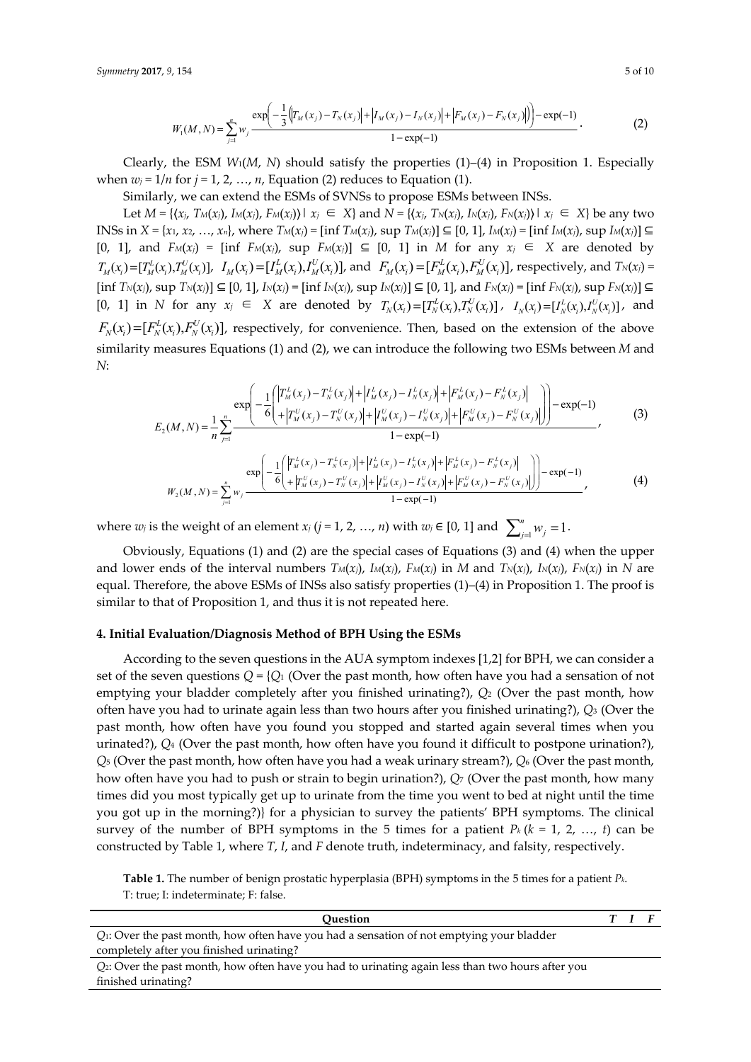$$W_1(M,N)=\sum_{j=1}^{n} w_j \frac{\exp\left(-\frac{1}{3}\left(\left|T_M(x_j)-T_N(x_j)\right|+\left|I_M(x_j)-I_N(x_j)\right|+\left|F_M(x_j)-F_N(x_j)\right|\right)\right)-\exp(-1)}{1-\exp(-1)}. \tag{2}$$

Clearly, the ESM $W_1(M, N)$ should satisfy the properties (1)–(4) in Proposition 1. Especially when $w_j = 1/n$ for $j = 1, 2, \ldots, n$, Equation (2) reduces to Equation (1).

Similarly, we can extend the ESMs of SVNSs to propose ESMs between INSs.

Let $M = \{\langle x_j, T_M(x_j), I_M(x_j), F_M(x_j)\rangle \mid x_j \in X\}$ and $N = \{\langle x_j, T_N(x_j), I_N(x_j), F_N(x_j)\rangle \mid x_j \in X\}$ be any two INSs in $X = \{x_1, x_2, \ldots, x_n\}$, where $T_M(x_j) = [\inf T_M(x_j), \sup T_M(x_j)] \subseteq [0, 1]$, $I_M(x_j) = [\inf I_M(x_j), \sup I_M(x_j)] \subseteq [0, 1]$, and $F_M(x_j) = [\inf F_M(x_j), \sup F_M(x_j)] \subseteq [0, 1]$ in $M$ for any $x_j \in X$ are denoted by $T_M(x_i)=[T_M^L(x_i),T_M^U(x_i)]$, $I_M(x_i)=[I_M^L(x_i),I_M^U(x_i)]$, and $F_M(x_i)=[F_M^L(x_i),F_M^U(x_i)]$, respectively, and $T_N(x_j) = [\inf T_N(x_j), \sup T_N(x_j)] \subseteq [0, 1]$, $I_N(x_j) = [\inf I_N(x_j), \sup I_N(x_j)] \subseteq [0, 1]$, and $F_N(x_j) = [\inf F_N(x_j), \sup F_N(x_j)] \subseteq [0, 1]$ in $N$ for any $x_j \in X$ are denoted by $T_N(x_i)=[T_N^L(x_i),T_N^U(x_i)]$, $I_N(x_i)=[I_N^L(x_i),I_N^U(x_i)]$, and $F_N(x_i)=[F_N^L(x_i),F_N^U(x_i)]$, respectively, for convenience. Then, based on the extension of the above similarity measures Equations (1) and (2), we can introduce the following two ESMs between $M$ and $N$:

$$E_2(M,N)=\frac{1}{n}\sum_{j=1}^{n}\frac{\exp\left(-\frac{1}{6}\left(\begin{array}{l}\left|T_M^L(x_j)-T_N^L(x_j)\right|+\left|I_M^L(x_j)-I_N^L(x_j)\right|+\left|F_M^L(x_j)-F_N^L(x_j)\right|\\+\left|T_M^U(x_j)-T_N^U(x_j)\right|+\left|I_M^U(x_j)-I_N^U(x_j)\right|+\left|F_M^U(x_j)-F_N^U(x_j)\right|\end{array}\right)\right)-\exp(-1)}{1-\exp(-1)}, \tag{3}$$

$$W_2(M,N)=\sum_{j=1}^{n}w_j\frac{\exp\left(-\frac{1}{6}\left(\begin{array}{l}\left|T_M^L(x_j)-T_N^L(x_j)\right|+\left|I_M^L(x_j)-I_N^L(x_j)\right|+\left|F_M^L(x_j)-F_N^L(x_j)\right|\\+\left|T_M^U(x_j)-T_N^U(x_j)\right|+\left|I_M^U(x_j)-I_N^U(x_j)\right|+\left|F_M^U(x_j)-F_N^U(x_j)\right|\end{array}\right)\right)-\exp(-1)}{1-\exp(-1)}, \tag{4}$$

where $w_j$ is the weight of an element $x_j$ ($j = 1, 2, \ldots, n$) with $w_j \in [0, 1]$ and $\sum_{j=1}^{n} w_j = 1$.

Obviously, Equations (1) and (2) are the special cases of Equations (3) and (4) when the upper and lower ends of the interval numbers $T_M(x_j)$, $I_M(x_j)$, $F_M(x_j)$ in $M$ and $T_N(x_j)$, $I_N(x_j)$, $F_N(x_j)$ in $N$ are equal. Therefore, the above ESMs of INSs also satisfy properties (1)–(4) in Proposition 1. The proof is similar to that of Proposition 1, and thus it is not repeated here.

## 4. Initial Evaluation/Diagnosis Method of BPH Using the ESMs

According to the seven questions in the AUA symptom indexes [1,2] for BPH, we can consider a set of the seven questions $Q = \{Q_1$ (Over the past month, how often have you had a sensation of not emptying your bladder completely after you finished urinating?), $Q_2$ (Over the past month, how often have you had to urinate again less than two hours after you finished urinating?), $Q_3$ (Over the past month, how often have you found you stopped and started again several times when you urinated?), $Q_4$ (Over the past month, how often have you found it difficult to postpone urination?), $Q_5$ (Over the past month, how often have you had a weak urinary stream?), $Q_6$ (Over the past month, how often have you had to push or strain to begin urination?), $Q_7$ (Over the past month, how many times did you most typically get up to urinate from the time you went to bed at night until the time you got up in the morning?)$\}$ for a physician to survey the patients' BPH symptoms. The clinical survey of the number of BPH symptoms in the 5 times for a patient $P_k$ ($k = 1, 2, \ldots, t$) can be constructed by Table 1, where $T$, $I$, and $F$ denote truth, indeterminacy, and falsity, respectively.

**Table 1.** The number of benign prostatic hyperplasia (BPH) symptoms in the 5 times for a patient $P_k$. T: true; I: indeterminate; F: false.

| Question | *T* | *I* | *F* |
|---|---|---|---|
| $Q_1$: Over the past month, how often have you had a sensation of not emptying your bladder completely after you finished urinating? | | | |
| $Q_2$: Over the past month, how often have you had to urinating again less than two hours after you finished urinating? | | | |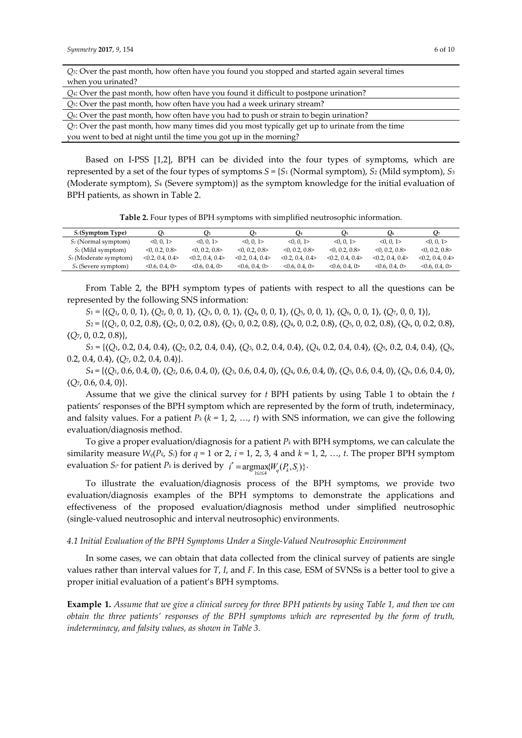| $Q_3$: Over the past month, how often have you found you stopped and started again several times when you urinated? |
| --- |
| $Q_4$: Over the past month, how often have you found it difficult to postpone urination? |
| $Q_5$: Over the past month, how often have you had a week urinary stream? |
| $Q_6$: Over the past month, how often have you had to push or strain to begin urination? |
| $Q_7$: Over the past month, how many times did you most typically get up to urinate from the time you went to bed at night until the time you got up in the morning? |

Based on I-PSS [1,2], BPH can be divided into the four types of symptoms, which are represented by a set of the four types of symptoms $S$ = {$S_1$ (Normal symptom), $S_2$ (Mild symptom), $S_3$ (Moderate symptom), $S_4$ (Severe symptom)} as the symptom knowledge for the initial evaluation of BPH patients, as shown in Table 2.

**Table 2.** Four types of BPH symptoms with simplified neutrosophic information.

| $S_i$ (Symptom Type) | $Q_1$ | $Q_2$ | $Q_3$ | $Q_4$ | $Q_5$ | $Q_6$ | $Q_7$ |
| --- | --- | --- | --- | --- | --- | --- | --- |
| $S_1$ (Normal symptom) | <0, 0, 1> | <0, 0, 1> | <0, 0, 1> | <0, 0, 1> | <0, 0, 1> | <0, 0, 1> | <0, 0, 1> |
| $S_2$ (Mild symptom) | <0, 0.2, 0.8> | <0, 0.2, 0.8> | <0, 0.2, 0.8> | <0, 0.2, 0.8> | <0, 0.2, 0.8> | <0, 0.2, 0.8> | <0, 0.2, 0.8> |
| $S_3$ (Moderate symptom) | <0.2, 0.4, 0.4> | <0.2, 0.4, 0.4> | <0.2, 0.4, 0.4> | <0.2, 0.4, 0.4> | <0.2, 0.4, 0.4> | <0.2, 0.4, 0.4> | <0.2, 0.4, 0.4> |
| $S_4$ (Severe symptom) | <0.6, 0.4, 0> | <0.6, 0.4, 0> | <0.6, 0.4, 0> | <0.6, 0.4, 0> | <0.6, 0.4, 0> | <0.6, 0.4, 0> | <0.6, 0.4, 0> |

From Table 2, the BPH symptom types of patients with respect to all the questions can be represented by the following SNS information:

$S_1$ = {⟨$Q_1$, 0, 0, 1⟩, ⟨$Q_2$, 0, 0, 1⟩, ⟨$Q_3$, 0, 0, 1⟩, ⟨$Q_4$, 0, 0, 1⟩, ⟨$Q_5$, 0, 0, 1⟩, ⟨$Q_6$, 0, 0, 1⟩, ⟨$Q_7$, 0, 0, 1⟩},

$S_2$ = {⟨$Q_1$, 0, 0.2, 0.8⟩, ⟨$Q_2$, 0, 0.2, 0.8⟩, ⟨$Q_3$, 0, 0.2, 0.8⟩, ⟨$Q_4$, 0, 0.2, 0.8⟩, ⟨$Q_5$, 0, 0.2, 0.8⟩, ⟨$Q_6$, 0, 0.2, 0.8⟩, ⟨$Q_7$, 0, 0.2, 0.8⟩},

$S_3$ = {⟨$Q_1$, 0.2, 0.4, 0.4⟩, ⟨$Q_2$, 0.2, 0.4, 0.4⟩, ⟨$Q_3$, 0.2, 0.4, 0.4⟩, ⟨$Q_4$, 0.2, 0.4, 0.4⟩, ⟨$Q_5$, 0.2, 0.4, 0.4⟩, ⟨$Q_6$, 0.2, 0.4, 0.4⟩, ⟨$Q_7$, 0.2, 0.4, 0.4⟩}.

$S_4$ = {⟨$Q_1$, 0.6, 0.4, 0⟩, ⟨$Q_2$, 0.6, 0.4, 0⟩, ⟨$Q_3$, 0.6, 0.4, 0⟩, ⟨$Q_4$, 0.6, 0.4, 0⟩, ⟨$Q_5$, 0.6, 0.4, 0⟩, ⟨$Q_6$, 0.6, 0.4, 0⟩, ⟨$Q_7$, 0.6, 0.4, 0⟩}.

Assume that we give the clinical survey for $t$ BPH patients by using Table 1 to obtain the $t$ patients' responses of the BPH symptom which are represented by the form of truth, indeterminacy, and falsity values. For a patient $P_k$ ($k$ = 1, 2, …, $t$) with SNS information, we can give the following evaluation/diagnosis method.

To give a proper evaluation/diagnosis for a patient $P_k$ with BPH symptoms, we can calculate the similarity measure $W_q(P_k, S_i)$ for $q$ = 1 or 2, $i$ = 1, 2, 3, 4 and $k$ = 1, 2, …, $t$. The proper BPH symptom evaluation $S_{i^*}$ for patient $P_k$ is derived by $i^* = \arg\max_{1\le i\le 4}\{W_q(P_k, S_i)\}$.

To illustrate the evaluation/diagnosis process of the BPH symptoms, we provide two evaluation/diagnosis examples of the BPH symptoms to demonstrate the applications and effectiveness of the proposed evaluation/diagnosis method under simplified neutrosophic (single-valued neutrosophic and interval neutrosophic) environments.

### *4.1 Initial Evaluation of the BPH Symptoms Under a Single-Valued Neutrosophic Environment*

In some cases, we can obtain that data collected from the clinical survey of patients are single values rather than interval values for $T$, $I$, and $F$. In this case, ESM of SVNSs is a better tool to give a proper initial evaluation of a patient's BPH symptoms.

**Example 1.** *Assume that we give a clinical survey for three BPH patients by using Table 1, and then we can obtain the three patients' responses of the BPH symptoms which are represented by the form of truth, indeterminacy, and falsity values, as shown in Table 3.*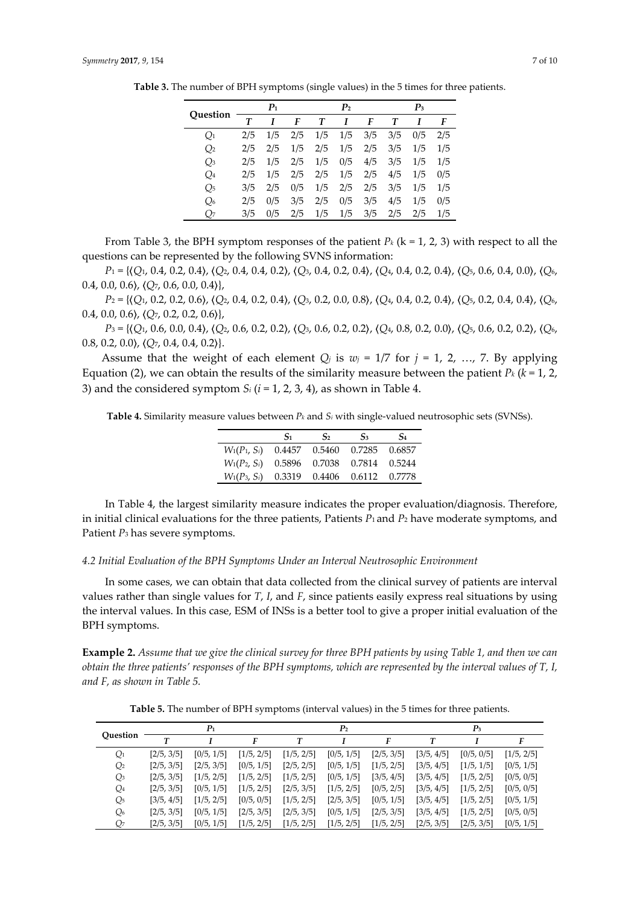**Table 3.** The number of BPH symptoms (single values) in the 5 times for three patients.

| Question | $P_1$ | | | $P_2$ | | | $P_3$ | | |
|---|---|---|---|---|---|---|---|---|---|
| | $T$ | $I$ | $F$ | $T$ | $I$ | $F$ | $T$ | $I$ | $F$ |
| $Q_1$ | 2/5 | 1/5 | 2/5 | 1/5 | 1/5 | 3/5 | 3/5 | 0/5 | 2/5 |
| $Q_2$ | 2/5 | 2/5 | 1/5 | 2/5 | 1/5 | 2/5 | 3/5 | 1/5 | 1/5 |
| $Q_3$ | 2/5 | 1/5 | 2/5 | 1/5 | 0/5 | 4/5 | 3/5 | 1/5 | 1/5 |
| $Q_4$ | 2/5 | 1/5 | 2/5 | 2/5 | 1/5 | 2/5 | 4/5 | 1/5 | 0/5 |
| $Q_5$ | 3/5 | 2/5 | 0/5 | 1/5 | 2/5 | 2/5 | 3/5 | 1/5 | 1/5 |
| $Q_6$ | 2/5 | 0/5 | 3/5 | 2/5 | 0/5 | 3/5 | 4/5 | 1/5 | 0/5 |
| $Q_7$ | 3/5 | 0/5 | 2/5 | 1/5 | 1/5 | 3/5 | 2/5 | 2/5 | 1/5 |

From Table 3, the BPH symptom responses of the patient $P_k$ (k = 1, 2, 3) with respect to all the questions can be represented by the following SVNS information:

$P_1$ = {⟨$Q_1$, 0.4, 0.2, 0.4⟩, ⟨$Q_2$, 0.4, 0.4, 0.2⟩, ⟨$Q_3$, 0.4, 0.2, 0.4⟩, ⟨$Q_4$, 0.4, 0.2, 0.4⟩, ⟨$Q_5$, 0.6, 0.4, 0.0⟩, ⟨$Q_6$, 0.4, 0.0, 0.6⟩, ⟨$Q_7$, 0.6, 0.0, 0.4⟩},

$P_2$ = {⟨$Q_1$, 0.2, 0.2, 0.6⟩, ⟨$Q_2$, 0.4, 0.2, 0.4⟩, ⟨$Q_3$, 0.2, 0.0, 0.8⟩, ⟨$Q_4$, 0.4, 0.2, 0.4⟩, ⟨$Q_5$, 0.2, 0.4, 0.4⟩, ⟨$Q_6$, 0.4, 0.0, 0.6⟩, ⟨$Q_7$, 0.2, 0.2, 0.6⟩},

$P_3$ = {⟨$Q_1$, 0.6, 0.0, 0.4⟩, ⟨$Q_2$, 0.6, 0.2, 0.2⟩, ⟨$Q_3$, 0.6, 0.2, 0.2⟩, ⟨$Q_4$, 0.8, 0.2, 0.0⟩, ⟨$Q_5$, 0.6, 0.2, 0.2⟩, ⟨$Q_6$, 0.8, 0.2, 0.0⟩, ⟨$Q_7$, 0.4, 0.4, 0.2⟩}.

Assume that the weight of each element $Q_j$ is $w_j = 1/7$ for $j$ = 1, 2, …, 7. By applying Equation (2), we can obtain the results of the similarity measure between the patient $P_k$ ($k$ = 1, 2, 3) and the considered symptom $S_i$ ($i$ = 1, 2, 3, 4), as shown in Table 4.

**Table 4.** Similarity measure values between $P_k$ and $S_i$ with single-valued neutrosophic sets (SVNSs).

| | $S_1$ | $S_2$ | $S_3$ | $S_4$ |
|---|---|---|---|---|
| $W_1(P_1, S_i)$ | 0.4457 | 0.5460 | 0.7285 | 0.6857 |
| $W_1(P_2, S_i)$ | 0.5896 | 0.7038 | 0.7814 | 0.5244 |
| $W_1(P_3, S_i)$ | 0.3319 | 0.4406 | 0.6112 | 0.7778 |

In Table 4, the largest similarity measure indicates the proper evaluation/diagnosis. Therefore, in initial clinical evaluations for the three patients, Patients $P_1$ and $P_2$ have moderate symptoms, and Patient $P_3$ has severe symptoms.

### *4.2 Initial Evaluation of the BPH Symptoms Under an Interval Neutrosophic Environment*

In some cases, we can obtain that data collected from the clinical survey of patients are interval values rather than single values for $T$, $I$, and $F$, since patients easily express real situations by using the interval values. In this case, ESM of INSs is a better tool to give a proper initial evaluation of the BPH symptoms.

**Example 2.** *Assume that we give the clinical survey for three BPH patients by using Table 1, and then we can obtain the three patients' responses of the BPH symptoms, which are represented by the interval values of T, I, and F, as shown in Table 5.*

**Table 5.** The number of BPH symptoms (interval values) in the 5 times for three patients.

| Question | $P_1$ | | | $P_2$ | | | $P_3$ | | |
|---|---|---|---|---|---|---|---|---|---|
| | $T$ | $I$ | $F$ | $T$ | $I$ | $F$ | $T$ | $I$ | $F$ |
| $Q_1$ | [2/5, 3/5] | [0/5, 1/5] | [1/5, 2/5] | [1/5, 2/5] | [0/5, 1/5] | [2/5, 3/5] | [3/5, 4/5] | [0/5, 0/5] | [1/5, 2/5] |
| $Q_2$ | [2/5, 3/5] | [2/5, 3/5] | [0/5, 1/5] | [2/5, 2/5] | [0/5, 1/5] | [1/5, 2/5] | [3/5, 4/5] | [1/5, 1/5] | [0/5, 1/5] |
| $Q_3$ | [2/5, 3/5] | [1/5, 2/5] | [1/5, 2/5] | [1/5, 2/5] | [0/5, 1/5] | [3/5, 4/5] | [3/5, 4/5] | [1/5, 2/5] | [0/5, 0/5] |
| $Q_4$ | [2/5, 3/5] | [0/5, 1/5] | [1/5, 2/5] | [2/5, 3/5] | [1/5, 2/5] | [0/5, 2/5] | [3/5, 4/5] | [1/5, 2/5] | [0/5, 0/5] |
| $Q_5$ | [3/5, 4/5] | [1/5, 2/5] | [0/5, 0/5] | [1/5, 2/5] | [2/5, 3/5] | [0/5, 1/5] | [3/5, 4/5] | [1/5, 2/5] | [0/5, 1/5] |
| $Q_6$ | [2/5, 3/5] | [0/5, 1/5] | [2/5, 3/5] | [2/5, 3/5] | [0/5, 1/5] | [2/5, 3/5] | [3/5, 4/5] | [1/5, 2/5] | [0/5, 0/5] |
| $Q_7$ | [2/5, 3/5] | [0/5, 1/5] | [1/5, 2/5] | [1/5, 2/5] | [1/5, 2/5] | [1/5, 2/5] | [2/5, 3/5] | [2/5, 3/5] | [0/5, 1/5] |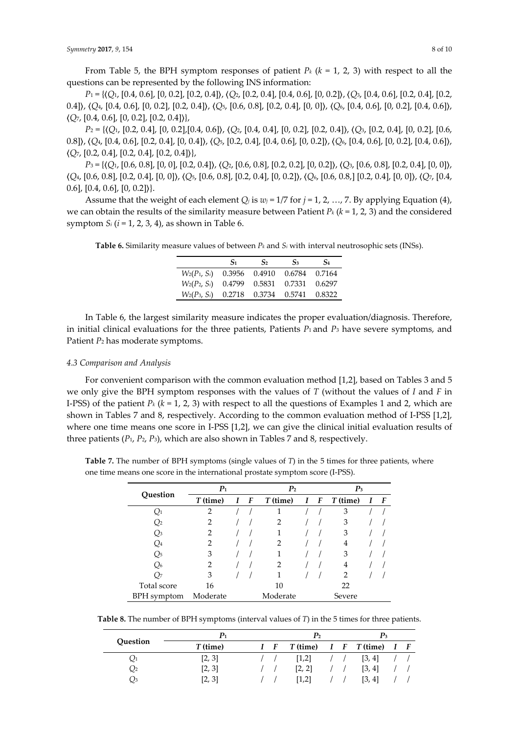From Table 5, the BPH symptom responses of patient $P_k$ ($k$ = 1, 2, 3) with respect to all the questions can be represented by the following INS information:

$P_1$ = {⟨$Q_1$, [0.4, 0.6], [0, 0.2], [0.2, 0.4]⟩, ⟨$Q_2$, [0.2, 0.4], [0.4, 0.6], [0, 0.2]⟩, ⟨$Q_3$, [0.4, 0.6], [0.2, 0.4], [0.2, 0.4]⟩, ⟨$Q_4$, [0.4, 0.6], [0, 0.2], [0.2, 0.4]⟩, ⟨$Q_5$, [0.6, 0.8], [0.2, 0.4], [0, 0]⟩, ⟨$Q_6$, [0.4, 0.6], [0, 0.2], [0.4, 0.6]⟩, ⟨$Q_7$, [0.4, 0.6], [0, 0.2], [0.2, 0.4]⟩},

$P_2$ = {⟨$Q_1$, [0.2, 0.4], [0, 0.2],[0.4, 0.6]⟩, ⟨$Q_2$, [0.4, 0.4], [0, 0.2], [0.2, 0.4]⟩, ⟨$Q_3$, [0.2, 0.4], [0, 0.2], [0.6, 0.8]⟩, ⟨$Q_4$, [0.4, 0.6], [0.2, 0.4], [0, 0.4]⟩, ⟨$Q_5$, [0.2, 0.4], [0.4, 0.6], [0, 0.2]⟩, ⟨$Q_6$, [0.4, 0.6], [0, 0.2], [0.4, 0.6]⟩, ⟨$Q_7$, [0.2, 0.4], [0.2, 0.4], [0.2, 0.4]⟩},

$P_3$ = {⟨$Q_1$, [0.6, 0.8], [0, 0], [0.2, 0.4]⟩, ⟨$Q_2$, [0.6, 0.8], [0.2, 0.2], [0, 0.2]⟩, ⟨$Q_3$, [0.6, 0.8], [0.2, 0.4], [0, 0]⟩, ⟨$Q_4$, [0.6, 0.8], [0.2, 0.4], [0, 0]⟩, ⟨$Q_5$, [0.6, 0.8], [0.2, 0.4], [0, 0.2]⟩, ⟨$Q_6$, [0.6, 0.8,] [0.2, 0.4], [0, 0]⟩, ⟨$Q_7$, [0.4, 0.6], [0.4, 0.6], [0, 0.2]⟩}.

Assume that the weight of each element $Q_j$ is $w_j$ = 1/7 for $j$ = 1, 2, …, 7. By applying Equation (4), we can obtain the results of the similarity measure between Patient $P_k$ ($k$ = 1, 2, 3) and the considered symptom $S_i$ ($i$ = 1, 2, 3, 4), as shown in Table 6.

**Table 6.** Similarity measure values of between $P_k$ and $S_i$ with interval neutrosophic sets (INSs).

| | $S_1$ | $S_2$ | $S_3$ | $S_4$ |
|---|---|---|---|---|
| $W_2(P_1, S_i)$ | 0.3956 | 0.4910 | 0.6784 | 0.7164 |
| $W_2(P_2, S_i)$ | 0.4799 | 0.5831 | 0.7331 | 0.6297 |
| $W_2(P_3, S_i)$ | 0.2718 | 0.3734 | 0.5741 | 0.8322 |

In Table 6, the largest similarity measure indicates the proper evaluation/diagnosis. Therefore, in initial clinical evaluations for the three patients, Patients $P_1$ and $P_3$ have severe symptoms, and Patient $P_2$ has moderate symptoms.

### *4.3 Comparison and Analysis*

For convenient comparison with the common evaluation method [1,2], based on Tables 3 and 5 we only give the BPH symptom responses with the values of $T$ (without the values of $I$ and $F$ in I-PSS) of the patient $P_k$ ($k$ = 1, 2, 3) with respect to all the questions of Examples 1 and 2, which are shown in Tables 7 and 8, respectively. According to the common evaluation method of I-PSS [1,2], where one time means one score in I-PSS [1,2], we can give the clinical initial evaluation results of three patients ($P_1$, $P_2$, $P_3$), which are also shown in Tables 7 and 8, respectively.

**Table 7.** The number of BPH symptoms (single values of $T$) in the 5 times for three patients, where one time means one score in the international prostate symptom score (I-PSS).

| Question | $P_1$ | | | $P_2$ | | | $P_3$ | | |
|---|---|---|---|---|---|---|---|---|---|
| | $T$ (time) | $I$ | $F$ | $T$ (time) | $I$ | $F$ | $T$ (time) | $I$ | $F$ |
| $Q_1$ | 2 | / | / | 1 | / | / | 3 | / | / |
| $Q_2$ | 2 | / | / | 2 | / | / | 3 | / | / |
| $Q_3$ | 2 | / | / | 1 | / | / | 3 | / | / |
| $Q_4$ | 2 | / | / | 2 | / | / | 4 | / | / |
| $Q_5$ | 3 | / | / | 1 | / | / | 3 | / | / |
| $Q_6$ | 2 | / | / | 2 | / | / | 4 | / | / |
| $Q_7$ | 3 | / | / | 1 | / | / | 2 | / | / |
| Total score | 16 | | | 10 | | | 22 | | |
| BPH symptom | Moderate | | | Moderate | | | Severe | | |

**Table 8.** The number of BPH symptoms (interval values of $T$) in the 5 times for three patients.

| Question | $P_1$ | | | $P_2$ | | | $P_3$ | | |
|---|---|---|---|---|---|---|---|---|---|
| | $T$ (time) | $I$ | $F$ | $T$ (time) | $I$ | $F$ | $T$ (time) | $I$ | $F$ |
| $Q_1$ | [2, 3] | / | / | [1,2] | / | / | [3, 4] | / | / |
| $Q_2$ | [2, 3] | / | / | [2, 2] | / | / | [3, 4] | / | / |
| $Q_3$ | [2, 3] | / | / | [1,2] | / | / | [3, 4] | / | / |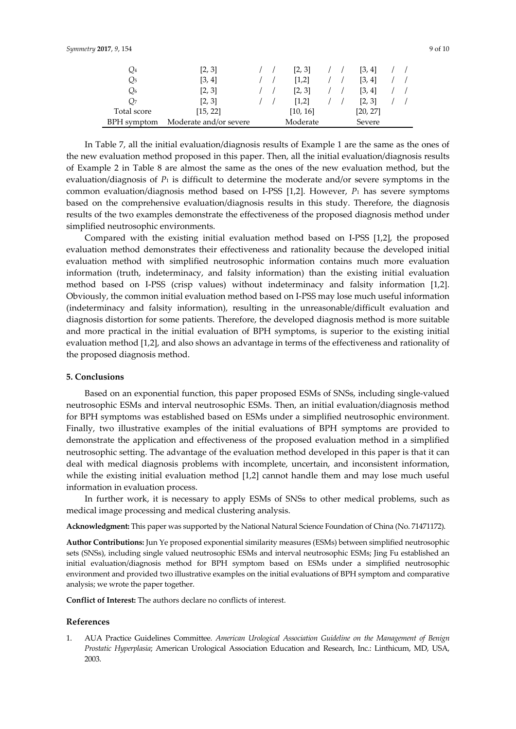| $Q_4$ | [2, 3] | / | / | [2, 3] | / | / | [3, 4] | / | / |
|---|---|---|---|---|---|---|---|---|---|
| $Q_5$ | [3, 4] | / | / | [1,2] | / | / | [3, 4] | / | / |
| $Q_6$ | [2, 3] | / | / | [2, 3] | / | / | [3, 4] | / | / |
| $Q_7$ | [2, 3] | / | / | [1,2] | / | / | [2, 3] | / | / |
| Total score | [15, 22] | | | [10, 16] | | | [20, 27] | | |
| BPH symptom | Moderate and/or severe | | | Moderate | | | Severe | | |

In Table 7, all the initial evaluation/diagnosis results of Example 1 are the same as the ones of the new evaluation method proposed in this paper. Then, all the initial evaluation/diagnosis results of Example 2 in Table 8 are almost the same as the ones of the new evaluation method, but the evaluation/diagnosis of $P_1$ is difficult to determine the moderate and/or severe symptoms in the common evaluation/diagnosis method based on I-PSS [1,2]. However, $P_1$ has severe symptoms based on the comprehensive evaluation/diagnosis results in this study. Therefore, the diagnosis results of the two examples demonstrate the effectiveness of the proposed diagnosis method under simplified neutrosophic environments.

Compared with the existing initial evaluation method based on I-PSS [1,2], the proposed evaluation method demonstrates their effectiveness and rationality because the developed initial evaluation method with simplified neutrosophic information contains much more evaluation information (truth, indeterminacy, and falsity information) than the existing initial evaluation method based on I-PSS (crisp values) without indeterminacy and falsity information [1,2]. Obviously, the common initial evaluation method based on I-PSS may lose much useful information (indeterminacy and falsity information), resulting in the unreasonable/difficult evaluation and diagnosis distortion for some patients. Therefore, the developed diagnosis method is more suitable and more practical in the initial evaluation of BPH symptoms, is superior to the existing initial evaluation method [1,2], and also shows an advantage in terms of the effectiveness and rationality of the proposed diagnosis method.

## 5. Conclusions

Based on an exponential function, this paper proposed ESMs of SNSs, including single-valued neutrosophic ESMs and interval neutrosophic ESMs. Then, an initial evaluation/diagnosis method for BPH symptoms was established based on ESMs under a simplified neutrosophic environment. Finally, two illustrative examples of the initial evaluations of BPH symptoms are provided to demonstrate the application and effectiveness of the proposed evaluation method in a simplified neutrosophic setting. The advantage of the evaluation method developed in this paper is that it can deal with medical diagnosis problems with incomplete, uncertain, and inconsistent information, while the existing initial evaluation method [1,2] cannot handle them and may lose much useful information in evaluation process.

In further work, it is necessary to apply ESMs of SNSs to other medical problems, such as medical image processing and medical clustering analysis.

**Acknowledgment:** This paper was supported by the National Natural Science Foundation of China (No. 71471172).

**Author Contributions:** Jun Ye proposed exponential similarity measures (ESMs) between simplified neutrosophic sets (SNSs), including single valued neutrosophic ESMs and interval neutrosophic ESMs; Jing Fu established an initial evaluation/diagnosis method for BPH symptom based on ESMs under a simplified neutrosophic environment and provided two illustrative examples on the initial evaluations of BPH symptom and comparative analysis; we wrote the paper together.

**Conflict of Interest:** The authors declare no conflicts of interest.

## References

1. AUA Practice Guidelines Committee. *American Urological Association Guideline on the Management of Benign Prostatic Hyperplasia*; American Urological Association Education and Research, Inc.: Linthicum, MD, USA, 2003.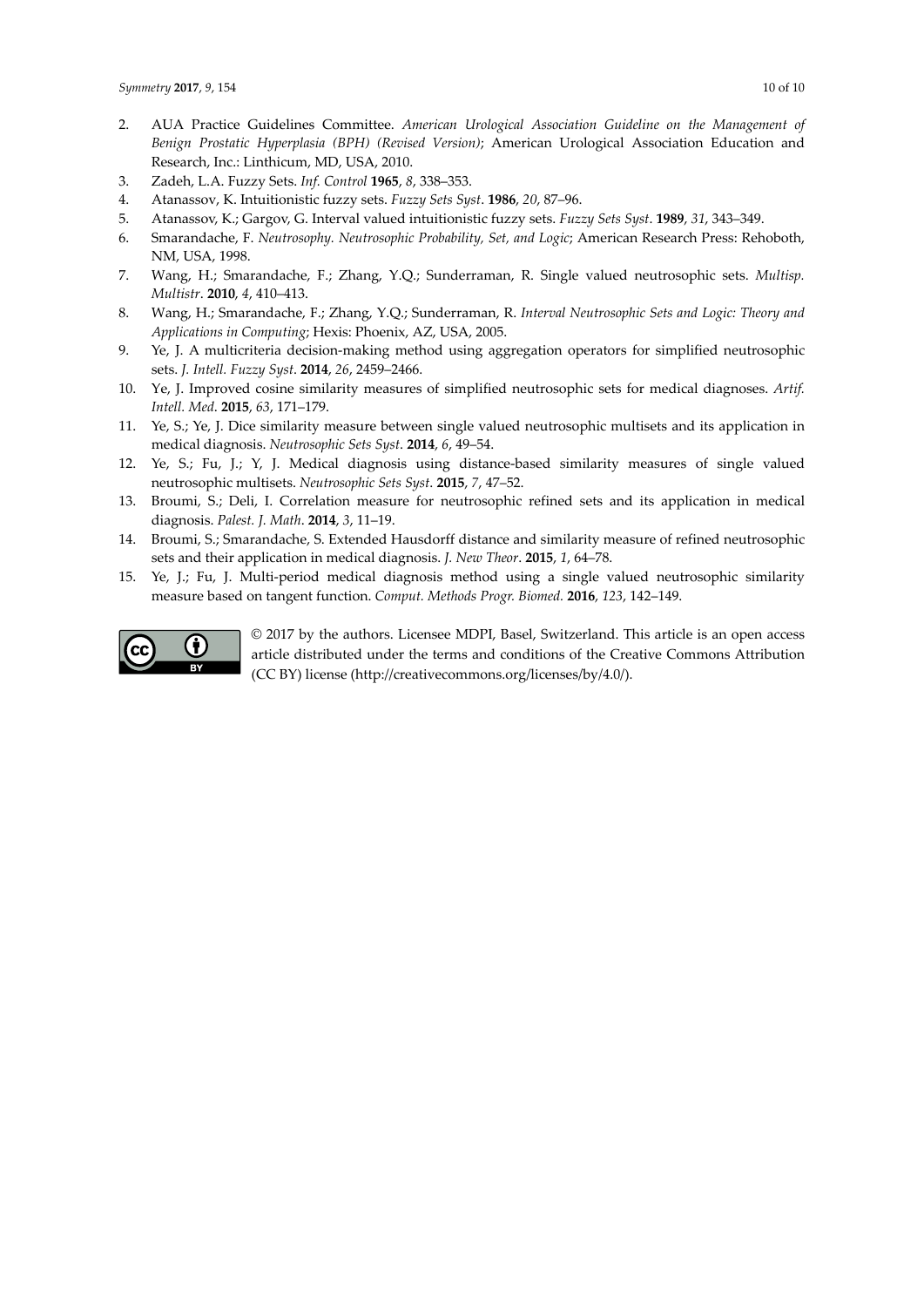2. AUA Practice Guidelines Committee. *American Urological Association Guideline on the Management of Benign Prostatic Hyperplasia (BPH) (Revised Version)*; American Urological Association Education and Research, Inc.: Linthicum, MD, USA, 2010.
3. Zadeh, L.A. Fuzzy Sets. *Inf. Control* **1965**, *8*, 338–353.
4. Atanassov, K. Intuitionistic fuzzy sets. *Fuzzy Sets Syst*. **1986**, *20*, 87–96.
5. Atanassov, K.; Gargov, G. Interval valued intuitionistic fuzzy sets. *Fuzzy Sets Syst*. **1989**, *31*, 343–349.
6. Smarandache, F. *Neutrosophy. Neutrosophic Probability, Set, and Logic*; American Research Press: Rehoboth, NM, USA, 1998.
7. Wang, H.; Smarandache, F.; Zhang, Y.Q.; Sunderraman, R. Single valued neutrosophic sets. *Multisp. Multistr*. **2010**, *4*, 410–413.
8. Wang, H.; Smarandache, F.; Zhang, Y.Q.; Sunderraman, R. *Interval Neutrosophic Sets and Logic: Theory and Applications in Computing*; Hexis: Phoenix, AZ, USA, 2005.
9. Ye, J. A multicriteria decision-making method using aggregation operators for simplified neutrosophic sets. *J. Intell. Fuzzy Syst*. **2014**, *26*, 2459–2466.
10. Ye, J. Improved cosine similarity measures of simplified neutrosophic sets for medical diagnoses. *Artif. Intell. Med*. **2015**, *63*, 171–179.
11. Ye, S.; Ye, J. Dice similarity measure between single valued neutrosophic multisets and its application in medical diagnosis. *Neutrosophic Sets Syst*. **2014**, *6*, 49–54.
12. Ye, S.; Fu, J.; Y, J. Medical diagnosis using distance-based similarity measures of single valued neutrosophic multisets. *Neutrosophic Sets Syst*. **2015**, *7*, 47–52.
13. Broumi, S.; Deli, I. Correlation measure for neutrosophic refined sets and its application in medical diagnosis. *Palest. J. Math*. **2014**, *3*, 11–19.
14. Broumi, S.; Smarandache, S. Extended Hausdorff distance and similarity measure of refined neutrosophic sets and their application in medical diagnosis. *J. New Theor*. **2015**, *1*, 64–78.
15. Ye, J.; Fu, J. Multi-period medical diagnosis method using a single valued neutrosophic similarity measure based on tangent function. *Comput. Methods Progr. Biomed.* **2016**, *123*, 142–149.

© 2017 by the authors. Licensee MDPI, Basel, Switzerland. This article is an open access article distributed under the terms and conditions of the Creative Commons Attribution (CC BY) license (http://creativecommons.org/licenses/by/4.0/).